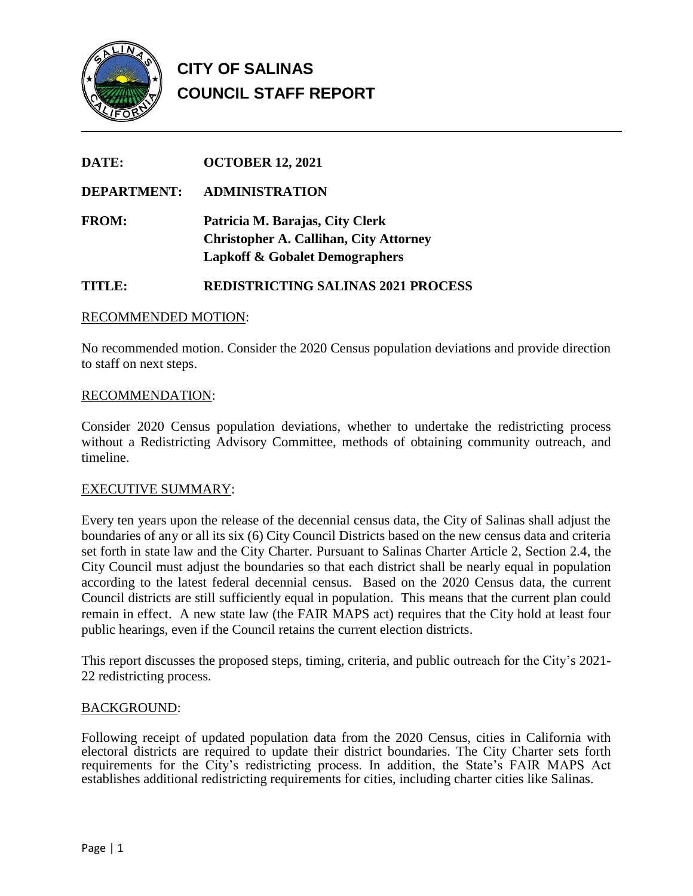# CITY OF SALINAS
# COUNCIL STAFF REPORT

**DATE:** **OCTOBER 12, 2021**

**DEPARTMENT:** **ADMINISTRATION**

**FROM:** **Patricia M. Barajas, City Clerk**
**Christopher A. Callihan, City Attorney**
**Lapkoff & Gobalet Demographers**

**TITLE:** **REDISTRICTING SALINAS 2021 PROCESS**

## RECOMMENDED MOTION:

No recommended motion. Consider the 2020 Census population deviations and provide direction to staff on next steps.

## RECOMMENDATION:

Consider 2020 Census population deviations, whether to undertake the redistricting process without a Redistricting Advisory Committee, methods of obtaining community outreach, and timeline.

## EXECUTIVE SUMMARY:

Every ten years upon the release of the decennial census data, the City of Salinas shall adjust the boundaries of any or all its six (6) City Council Districts based on the new census data and criteria set forth in state law and the City Charter. Pursuant to Salinas Charter Article 2, Section 2.4, the City Council must adjust the boundaries so that each district shall be nearly equal in population according to the latest federal decennial census. Based on the 2020 Census data, the current Council districts are still sufficiently equal in population. This means that the current plan could remain in effect. A new state law (the FAIR MAPS act) requires that the City hold at least four public hearings, even if the Council retains the current election districts.

This report discusses the proposed steps, timing, criteria, and public outreach for the City's 2021-22 redistricting process.

## BACKGROUND:

Following receipt of updated population data from the 2020 Census, cities in California with electoral districts are required to update their district boundaries. The City Charter sets forth requirements for the City's redistricting process. In addition, the State's FAIR MAPS Act establishes additional redistricting requirements for cities, including charter cities like Salinas.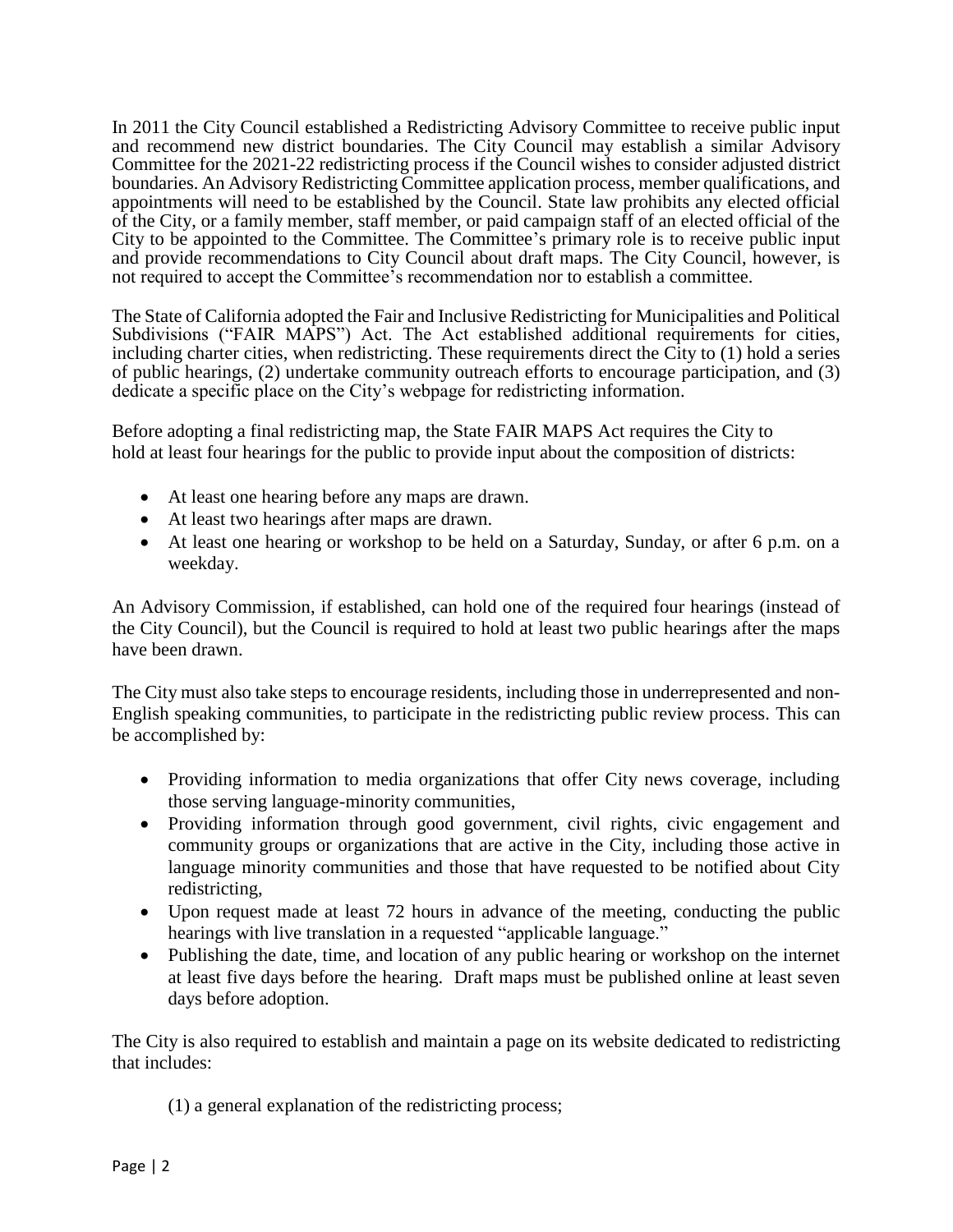In 2011 the City Council established a Redistricting Advisory Committee to receive public input and recommend new district boundaries. The City Council may establish a similar Advisory Committee for the 2021-22 redistricting process if the Council wishes to consider adjusted district boundaries. An Advisory Redistricting Committee application process, member qualifications, and appointments will need to be established by the Council. State law prohibits any elected official of the City, or a family member, staff member, or paid campaign staff of an elected official of the City to be appointed to the Committee. The Committee's primary role is to receive public input and provide recommendations to City Council about draft maps. The City Council, however, is not required to accept the Committee's recommendation nor to establish a committee.

The State of California adopted the Fair and Inclusive Redistricting for Municipalities and Political Subdivisions ("FAIR MAPS") Act. The Act established additional requirements for cities, including charter cities, when redistricting. These requirements direct the City to (1) hold a series of public hearings, (2) undertake community outreach efforts to encourage participation, and (3) dedicate a specific place on the City's webpage for redistricting information.

Before adopting a final redistricting map, the State FAIR MAPS Act requires the City to hold at least four hearings for the public to provide input about the composition of districts:

- At least one hearing before any maps are drawn.
- At least two hearings after maps are drawn.
- At least one hearing or workshop to be held on a Saturday, Sunday, or after 6 p.m. on a weekday.

An Advisory Commission, if established, can hold one of the required four hearings (instead of the City Council), but the Council is required to hold at least two public hearings after the maps have been drawn.

The City must also take steps to encourage residents, including those in underrepresented and non-English speaking communities, to participate in the redistricting public review process. This can be accomplished by:

- Providing information to media organizations that offer City news coverage, including those serving language-minority communities,
- Providing information through good government, civil rights, civic engagement and community groups or organizations that are active in the City, including those active in language minority communities and those that have requested to be notified about City redistricting,
- Upon request made at least 72 hours in advance of the meeting, conducting the public hearings with live translation in a requested "applicable language."
- Publishing the date, time, and location of any public hearing or workshop on the internet at least five days before the hearing. Draft maps must be published online at least seven days before adoption.

The City is also required to establish and maintain a page on its website dedicated to redistricting that includes:

(1) a general explanation of the redistricting process;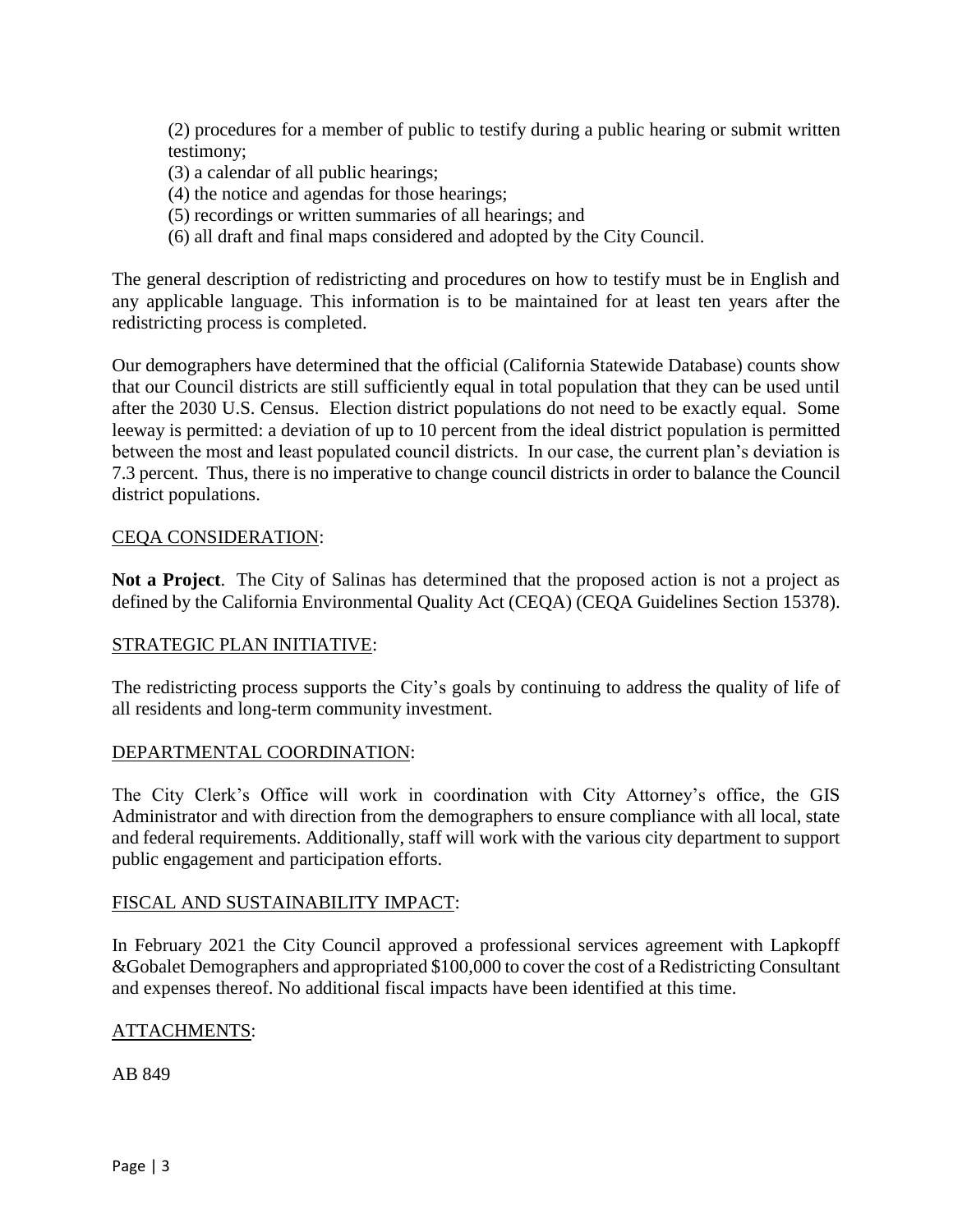(2) procedures for a member of public to testify during a public hearing or submit written testimony;
(3) a calendar of all public hearings;
(4) the notice and agendas for those hearings;
(5) recordings or written summaries of all hearings; and
(6) all draft and final maps considered and adopted by the City Council.

The general description of redistricting and procedures on how to testify must be in English and any applicable language. This information is to be maintained for at least ten years after the redistricting process is completed.

Our demographers have determined that the official (California Statewide Database) counts show that our Council districts are still sufficiently equal in total population that they can be used until after the 2030 U.S. Census. Election district populations do not need to be exactly equal. Some leeway is permitted: a deviation of up to 10 percent from the ideal district population is permitted between the most and least populated council districts. In our case, the current plan's deviation is 7.3 percent. Thus, there is no imperative to change council districts in order to balance the Council district populations.

## CEQA CONSIDERATION:

**Not a Project**. The City of Salinas has determined that the proposed action is not a project as defined by the California Environmental Quality Act (CEQA) (CEQA Guidelines Section 15378).

## STRATEGIC PLAN INITIATIVE:

The redistricting process supports the City's goals by continuing to address the quality of life of all residents and long-term community investment.

## DEPARTMENTAL COORDINATION:

The City Clerk's Office will work in coordination with City Attorney's office, the GIS Administrator and with direction from the demographers to ensure compliance with all local, state and federal requirements. Additionally, staff will work with the various city department to support public engagement and participation efforts.

## FISCAL AND SUSTAINABILITY IMPACT:

In February 2021 the City Council approved a professional services agreement with Lapkopff &Gobalet Demographers and appropriated $100,000 to cover the cost of a Redistricting Consultant and expenses thereof. No additional fiscal impacts have been identified at this time.

## ATTACHMENTS:

AB 849